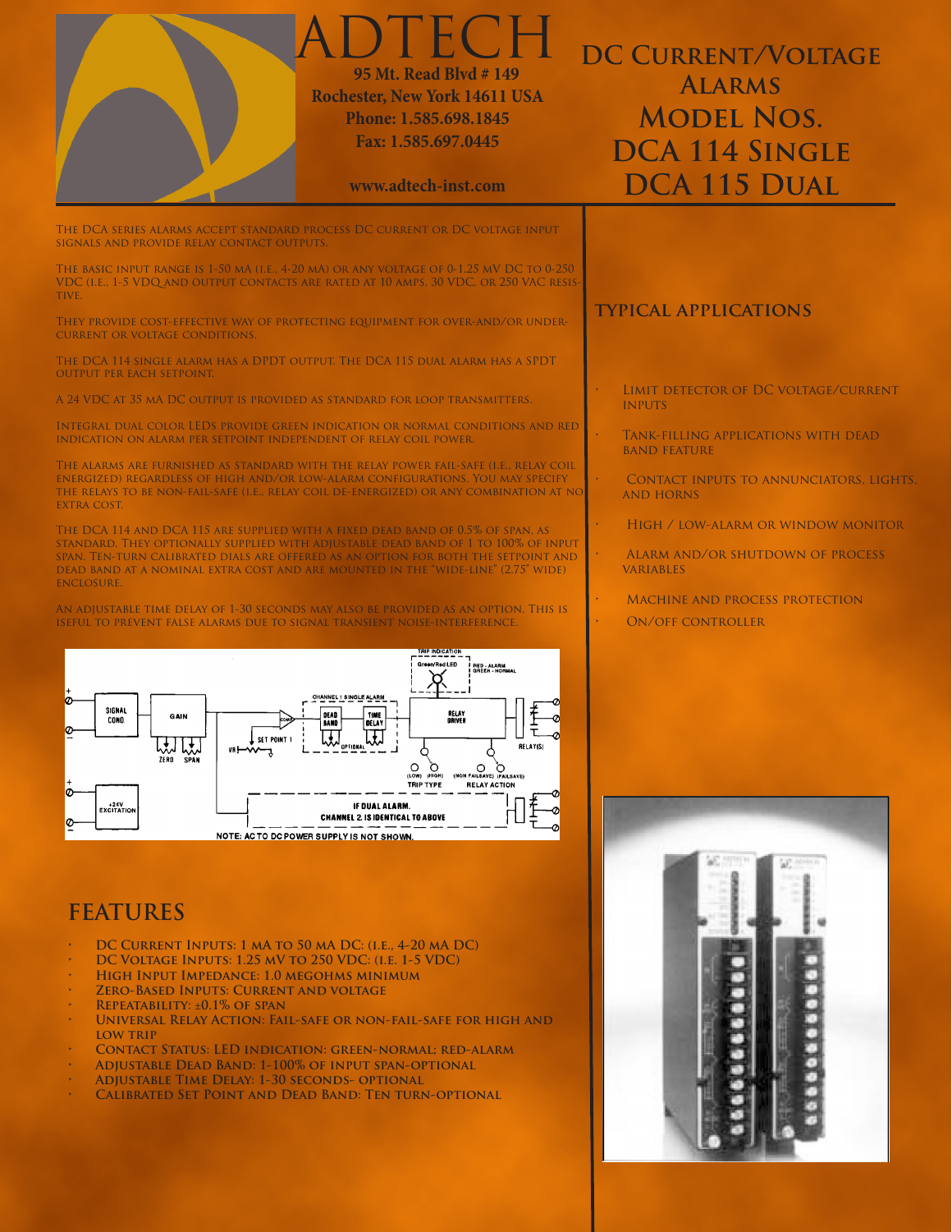# ADTECH

95 Mt. Read Blvd # 149
Rochester, New York 14611 USA
Phone: 1.585.698.1845
Fax: 1.585.697.0445

www.adtech-inst.com

# DC Current/Voltage Alarms Model Nos. DCA 114 Single DCA 115 Dual

The DCA series alarms accept standard process DC current or DC voltage input signals and provide relay contact outputs.

The basic input range is 1-50 mA (i.e., 4-20 mA) or any voltage of 0-1.25 mV DC to 0-250 VDC (i.e., 1-5 VDQ and output contacts are rated at 10 amps, 30 VDC, or 250 VAC resistive.

They provide cost-effective way of protecting equipment for over-and/or under-current or voltage conditions.

The DCA 114 single alarm has a DPDT output. The DCA 115 dual alarm has a SPDT output per each setpoint.

A 24 VDC at 35 mA DC output is provided as standard for loop transmitters.

Integral dual color LEDs provide green indication or normal conditions and red indication on alarm per setpoint independent of relay coil power.

The alarms are furnished as standard with the relay power fail-safe (i.e., relay coil energized) regardless of high and/or low-alarm configurations. You may specify the relays to be non-fail-safe (i.e., relay coil de-energized) or any combination at no extra cost.

The DCA 114 and DCA 115 are supplied with a fixed dead band of 0.5% of span, as standard. They optionally supplied with adjustable dead band of 1 to 100% of input span. Ten-turn calibrated dials are offered as an option for both the setpoint and dead band at a nominal extra cost and are mounted in the "wide-line" (2.75" wide) enclosure.

An adjustable time delay of 1-30 seconds may also be provided as an option. This is iseful to prevent false alarms due to signal transient noise-interference.

NOTE: AC TO DC POWER SUPPLY IS NOT SHOWN.

## FEATURES

- DC Current Inputs: 1 mA to 50 mA DC: (i.e., 4-20 mA DC)
- DC Voltage Inputs: 1.25 mV to 250 VDC: (i.e. 1-5 VDC)
- High Input Impedance: 1.0 megohms minimum
- Zero-Based Inputs: Current and voltage
- Repeatability: ±0.1% of span
- Universal Relay Action: Fail-safe or non-fail-safe for high and low trip
- Contact Status: LED indication: green-normal; red-alarm
- Adjustable Dead Band: 1-100% of input span-optional
- Adjustable Time Delay: 1-30 seconds- optional
- Calibrated Set Point and Dead Band: Ten turn-optional

## TYPICAL APPLICATIONS

- Limit detector of DC voltage/current inputs
- Tank-filling applications with dead band feature
- Contact inputs to annunciators, lights, and horns
- High / low-alarm or window monitor
- Alarm and/or shutdown of process variables
- Machine and process protection
- On/off controller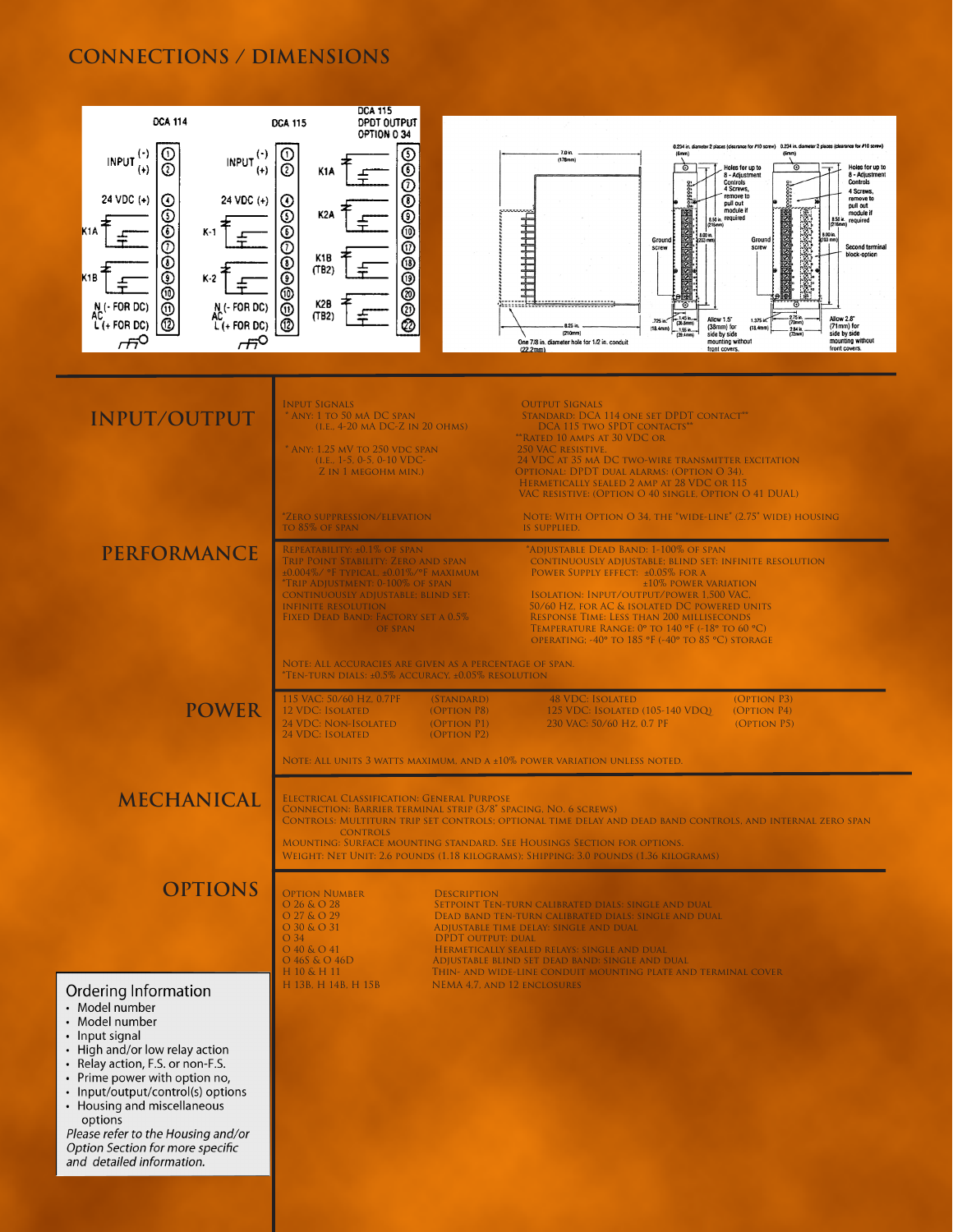## CONNECTIONS / DIMENSIONS

DCA 114

INPUT (-) 1
(+) 2

24 VDC (+) 4
5
K1A 6
7
8
K1B 9
10
AC N (- FOR DC) 11
L (+ FOR DC) 12

DCA 115

INPUT (-) 1
(+) 2

24 VDC (+) 4
5
K-1 6
7
8
K-2 9
10
AC N (- FOR DC) 11
L (+ FOR DC) 12

DCA 115
DPDT OUTPUT
OPTION O 34

K1A 5 6 7
K2A 8 9 10
K1B (TB2) 17 18 19
K2B (TB2) 20 21 22

7.0 in. (178mm)
0.234 in. diameter 2 places (clearance for #10 screw) (6mm)
0.234 in. diameter 2 places (clearance for #10 screw) (6mm)
Holes for up to 8 - Adjustment Controls
4 Screws, remove to pull out module if required
8.50 in. (216mm)
8.00 in. (203 mm)
Ground screw
Ground screw
Second terminal block-option
8.25 in. (210mm)
One 7/8 in. diameter hole for 1/2 in. conduit (22.2mm)
.725 in. (18.4mm)
1.40 in. (35.6mm)
1.55 in. (39.4mm)
Allow 1.5" (38mm) for side by side mounting without front covers.
1.375 in. (18.4mm)
2.75 in. (70mm)
2.84 in. (72mm)
Allow 2.8" (71mm) for side by side mounting without front covers.

## INPUT/OUTPUT

**Input Signals**
* Any: 1 to 50 mA DC span
(i.e., 4-20 mA DC-Z in 20 ohms)

* Any: 1.25 mV to 250 VDC span
(i.e., 1-5, 0-5, 0-10 VDC-
Z in 1 megohm min.)

*Zero suppression/elevation
to 85% of span

**Output Signals**
Standard: DCA 114 one set DPDT contact**
DCA 115 two SPDT contacts**
**Rated 10 amps at 30 VDC or
250 VAC resistive.
24 VDC at 35 mA DC two-wire transmitter excitation
Optional: DPDT dual alarms: (Option O 34).
Hermetically sealed 2 amp at 28 VDC or 115
VAC resistive: (Option O 40 single, Option O 41 dual)

Note: With Option O 34, the "wide-line" (2.75" wide) housing
is supplied.

## PERFORMANCE

Repeatability: ±0.1% of span
Trip Point Stability: Zero and span
±0.004%/ °F typical, ±0.01%/°F maximum
*Trip Adjustment: 0-100% of span
continuously adjustable; blind set:
infinite resolution
Fixed Dead Band: factory set a 0.5%
of span

*Adjustable Dead Band: 1-100% of span
continuously adjustable; blind set: infinite resolution
Power Supply Effect: ±0.05% for a
±10% power variation
Isolation: Input/output/power 1,500 VAC,
50/60 Hz. for AC & isolated DC powered units
Response Time: Less than 200 milliseconds
Temperature Range: 0° to 140 °F (-18° to 60 °C)
operating; -40° to 185 °F (-40° to 85 °C) storage

Note: All accuracies are given as a percentage of span.
*Ten-turn dials: ±0.5% accuracy, ±0.05% resolution

## POWER

| | | | |
|---|---|---|---|
| 115 VAC: 50/60 Hz, 0.7PF | (Standard) | 48 VDC: Isolated | (Option P3) |
| 12 VDC: Isolated | (Option P8) | 125 VDC: Isolated (105-140 VDQ) | (Option P4) |
| 24 VDC: Non-Isolated | (Option P1) | 230 VAC: 50/60 Hz, 0.7 PF | (Option P5) |
| 24 VDC: Isolated | (Option P2) | | |

Note: All units 3 watts maximum, and a ±10% power variation unless noted.

## MECHANICAL

Electrical Classification: General Purpose
Connection: Barrier terminal strip (3/8" spacing, No. 6 screws)
Controls: Multiturn trip set controls; optional time delay and dead band controls, and internal zero span controls
Mounting: Surface mounting standard. See Housings Section for options.
Weight: Net Unit: 2.6 pounds (1.18 kilograms); Shipping: 3.0 pounds (1.36 kilograms)

## OPTIONS

| Option Number | Description |
|---|---|
| O 26 & O 28 | Setpoint ten-turn calibrated dials: single and dual |
| O 27 & O 29 | Dead band ten-turn calibrated dials: single and dual |
| O 30 & O 31 | Adjustable time delay: single and dual |
| O 34 | DPDT output: dual |
| O 40 & O 41 | Hermetically sealed relays: single and dual |
| O 46S & O 46D | Adjustable blind set dead band: single and dual |
| H 10 & H 11 | Thin- and wide-line conduit mounting plate and terminal cover |
| H 13B, H 14B, H 15B | NEMA 4,7, and 12 enclosures |

### Ordering Information

- Model number
- Model number
- Input signal
- High and/or low relay action
- Relay action, F.S. or non-F.S.
- Prime power with option no,
- Input/output/control(s) options
- Housing and miscellaneous options

*Please refer to the Housing and/or Option Section for more specific and detailed information.*